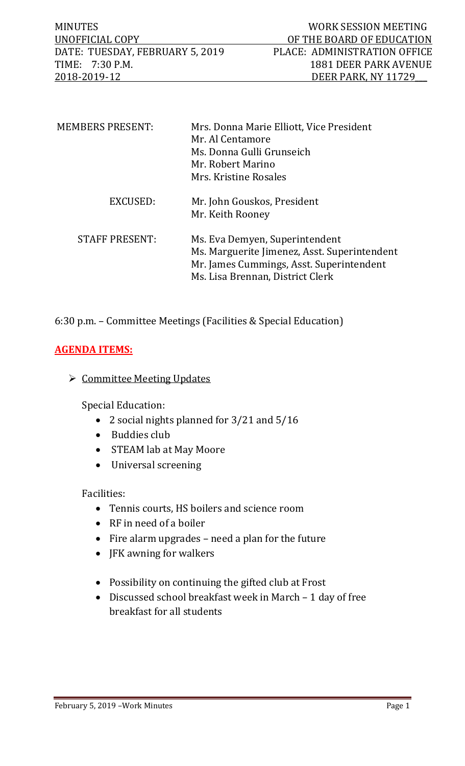MINUTES — WORK SESSION MEETING
UNOFFICIAL COPY — OF THE BOARD OF EDUCATION
DATE: TUESDAY, FEBRUARY 5, 2019 — PLACE: ADMINISTRATION OFFICE
TIME: 7:30 P.M. — 1881 DEER PARK AVENUE
2018-2019-12 — DEER PARK, NY 11729

| | |
|---|---|
| MEMBERS PRESENT: | Mrs. Donna Marie Elliott, Vice President<br>Mr. Al Centamore<br>Ms. Donna Gulli Grunseich<br>Mr. Robert Marino<br>Mrs. Kristine Rosales |
| EXCUSED: | Mr. John Gouskos, President<br>Mr. Keith Rooney |
| STAFF PRESENT: | Ms. Eva Demyen, Superintendent<br>Ms. Marguerite Jimenez, Asst. Superintendent<br>Mr. James Cummings, Asst. Superintendent<br>Ms. Lisa Brennan, District Clerk |

6:30 p.m. – Committee Meetings (Facilities & Special Education)

**AGENDA ITEMS:**

- Committee Meeting Updates

Special Education:

- 2 social nights planned for 3/21 and 5/16
- Buddies club
- STEAM lab at May Moore
- Universal screening

Facilities:

- Tennis courts, HS boilers and science room
- RF in need of a boiler
- Fire alarm upgrades – need a plan for the future
- JFK awning for walkers

- Possibility on continuing the gifted club at Frost
- Discussed school breakfast week in March – 1 day of free breakfast for all students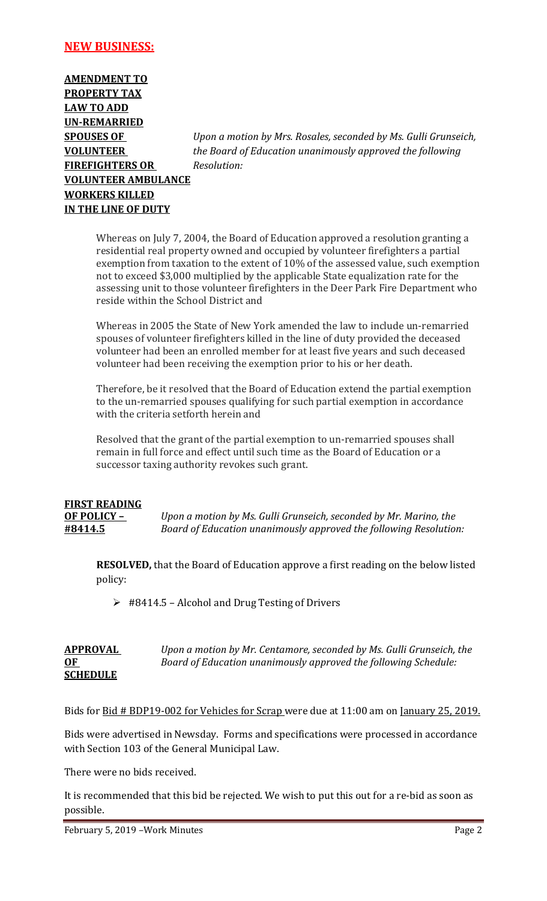## NEW BUSINESS:

**AMENDMENT TO PROPERTY TAX LAW TO ADD UN-REMARRIED SPOUSES OF VOLUNTEER FIREFIGHTERS OR VOLUNTEER AMBULANCE WORKERS KILLED IN THE LINE OF DUTY**

*Upon a motion by Mrs. Rosales, seconded by Ms. Gulli Grunseich, the Board of Education unanimously approved the following Resolution:*

Whereas on July 7, 2004, the Board of Education approved a resolution granting a residential real property owned and occupied by volunteer firefighters a partial exemption from taxation to the extent of 10% of the assessed value, such exemption not to exceed $3,000 multiplied by the applicable State equalization rate for the assessing unit to those volunteer firefighters in the Deer Park Fire Department who reside within the School District and

Whereas in 2005 the State of New York amended the law to include un-remarried spouses of volunteer firefighters killed in the line of duty provided the deceased volunteer had been an enrolled member for at least five years and such deceased volunteer had been receiving the exemption prior to his or her death.

Therefore, be it resolved that the Board of Education extend the partial exemption to the un-remarried spouses qualifying for such partial exemption in accordance with the criteria setforth herein and

Resolved that the grant of the partial exemption to un-remarried spouses shall remain in full force and effect until such time as the Board of Education or a successor taxing authority revokes such grant.

**FIRST READING OF POLICY – #8414.5**

*Upon a motion by Ms. Gulli Grunseich, seconded by Mr. Marino, the Board of Education unanimously approved the following Resolution:*

**RESOLVED,** that the Board of Education approve a first reading on the below listed policy:

- #8414.5 – Alcohol and Drug Testing of Drivers

**APPROVAL OF SCHEDULE**

*Upon a motion by Mr. Centamore, seconded by Ms. Gulli Grunseich, the Board of Education unanimously approved the following Schedule:*

Bids for Bid # BDP19-002 for Vehicles for Scrap were due at 11:00 am on January 25, 2019.

Bids were advertised in Newsday. Forms and specifications were processed in accordance with Section 103 of the General Municipal Law.

There were no bids received.

It is recommended that this bid be rejected. We wish to put this out for a re-bid as soon as possible.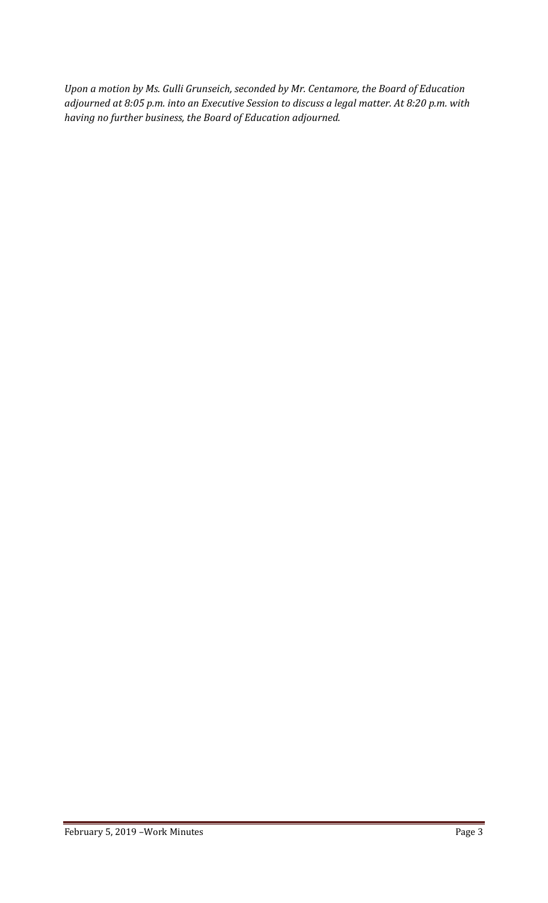*Upon a motion by Ms. Gulli Grunseich, seconded by Mr. Centamore, the Board of Education adjourned at 8:05 p.m. into an Executive Session to discuss a legal matter. At 8:20 p.m. with having no further business, the Board of Education adjourned.*